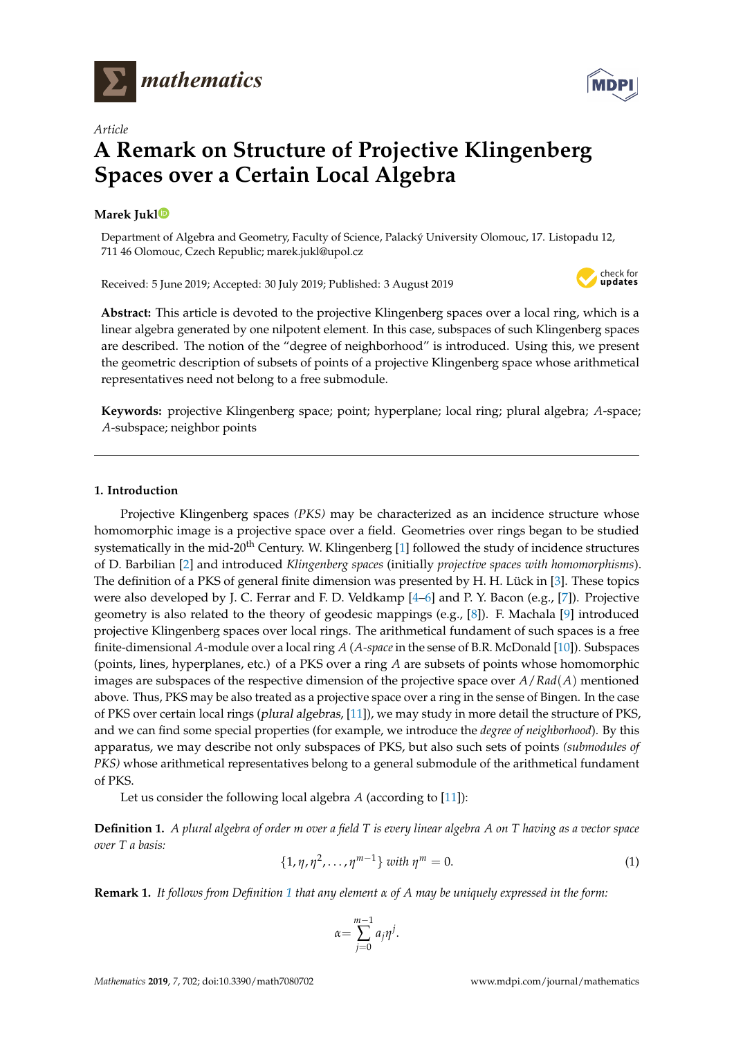*Article*

# A Remark on Structure of Projective Klingenberg Spaces over a Certain Local Algebra

**Marek Jukl**

Department of Algebra and Geometry, Faculty of Science, Palacký University Olomouc, 17. Listopadu 12, 711 46 Olomouc, Czech Republic; marek.jukl@upol.cz

Received: 5 June 2019; Accepted: 30 July 2019; Published: 3 August 2019

**Abstract:** This article is devoted to the projective Klingenberg spaces over a local ring, which is a linear algebra generated by one nilpotent element. In this case, subspaces of such Klingenberg spaces are described. The notion of the "degree of neighborhood" is introduced. Using this, we present the geometric description of subsets of points of a projective Klingenberg space whose arithmetical representatives need not belong to a free submodule.

**Keywords:** projective Klingenberg space; point; hyperplane; local ring; plural algebra; $A$-space; $A$-subspace; neighbor points

## 1. Introduction

Projective Klingenberg spaces *(PKS)* may be characterized as an incidence structure whose homomorphic image is a projective space over a field. Geometries over rings began to be studied systematically in the mid-20th Century. W. Klingenberg [1] followed the study of incidence structures of D. Barbilian [2] and introduced *Klingenberg spaces* (initially *projective spaces with homomorphisms*). The definition of a PKS of general finite dimension was presented by H. H. Lück in [3]. These topics were also developed by J. C. Ferrar and F. D. Veldkamp [4–6] and P. Y. Bacon (e.g., [7]). Projective geometry is also related to the theory of geodesic mappings (e.g., [8]). F. Machala [9] introduced projective Klingenberg spaces over local rings. The arithmetical fundament of such spaces is a free finite-dimensional $A$-module over a local ring $A$ (*$A$-space* in the sense of B.R. McDonald [10]). Subspaces (points, lines, hyperplanes, etc.) of a PKS over a ring $A$ are subsets of points whose homomorphic images are subspaces of the respective dimension of the projective space over $A/Rad(A)$ mentioned above. Thus, PKS may be also treated as a projective space over a ring in the sense of Bingen. In the case of PKS over certain local rings (*plural algebras*, [11]), we may study in more detail the structure of PKS, and we can find some special properties (for example, we introduce the *degree of neighborhood*). By this apparatus, we may describe not only subspaces of PKS, but also such sets of points *(submodules of PKS)* whose arithmetical representatives belong to a general submodule of the arithmetical fundament of PKS.

Let us consider the following local algebra $A$ (according to [11]):

**Definition 1.** *A plural algebra of order $m$ over a field $T$ is every linear algebra $A$ on $T$ having as a vector space over $T$ a basis:*

$$\{1, \eta, \eta^2, \ldots, \eta^{m-1}\} \text{ with } \eta^m = 0. \tag{1}$$

**Remark 1.** *It follows from Definition 1 that any element $\alpha$ of $A$ may be uniquely expressed in the form:*

$$\alpha = \sum_{j=0}^{m-1} a_j \eta^j.$$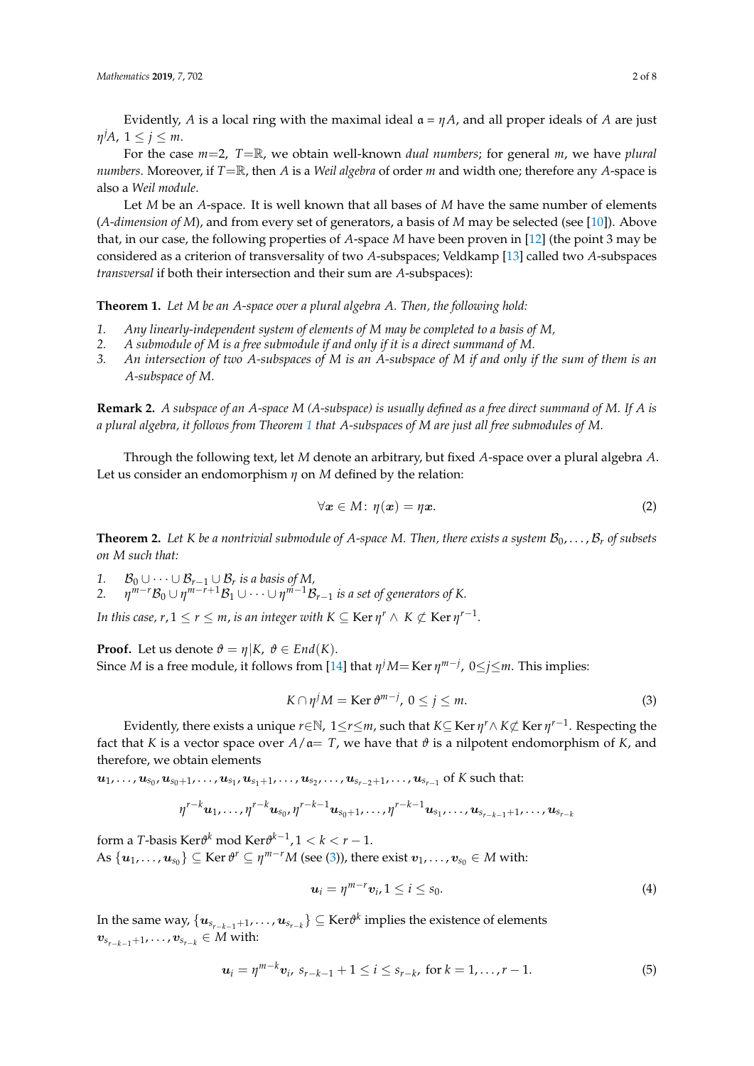Evidently, $A$ is a local ring with the maximal ideal $\mathfrak{a} = \eta A$, and all proper ideals of $A$ are just $\eta^j A$, $1 \leq j \leq m$.

For the case $m$=2, $T$=$\mathbb{R}$, we obtain well-known *dual numbers*; for general $m$, we have *plural numbers*. Moreover, if $T$=$\mathbb{R}$, then $A$ is a *Weil algebra* of order $m$ and width one; therefore any $A$-space is also a *Weil module*.

Let $M$ be an $A$-space. It is well known that all bases of $M$ have the same number of elements (*A-dimension of M*), and from every set of generators, a basis of $M$ may be selected (see [10]). Above that, in our case, the following properties of $A$-space $M$ have been proven in [12] (the point 3 may be considered as a criterion of transversality of two $A$-subspaces; Veldkamp [13] called two $A$-subspaces *transversal* if both their intersection and their sum are $A$-subspaces):

**Theorem 1.** *Let $M$ be an $A$-space over a plural algebra $A$. Then, the following hold:*

1. *Any linearly-independent system of elements of $M$ may be completed to a basis of $M$,*
2. *A submodule of $M$ is a free submodule if and only if it is a direct summand of $M$.*
3. *An intersection of two $A$-subspaces of $M$ is an $A$-subspace of $M$ if and only if the sum of them is an $A$-subspace of $M$.*

**Remark 2.** *A subspace of an $A$-space $M$ ($A$-subspace) is usually defined as a free direct summand of $M$. If $A$ is a plural algebra, it follows from Theorem 1 that $A$-subspaces of $M$ are just all free submodules of $M$.*

Through the following text, let $M$ denote an arbitrary, but fixed $A$-space over a plural algebra $A$. Let us consider an endomorphism $\eta$ on $M$ defined by the relation:

$$\forall \boldsymbol{x} \in M\colon\ \eta(\boldsymbol{x}) = \eta \boldsymbol{x}. \tag{2}$$

**Theorem 2.** *Let $K$ be a nontrivial submodule of $A$-space $M$. Then, there exists a system $\mathcal{B}_0, \ldots, \mathcal{B}_r$ of subsets on $M$ such that:*

1. *$\mathcal{B}_0 \cup \cdots \cup \mathcal{B}_{r-1} \cup \mathcal{B}_r$ is a basis of $M$,*
2. *$\eta^{m-r}\mathcal{B}_0 \cup \eta^{m-r+1}\mathcal{B}_1 \cup \cdots \cup \eta^{m-1}\mathcal{B}_{r-1}$ is a set of generators of $K$.*

*In this case, $r, 1 \leq r \leq m$, is an integer with $K \subseteq \operatorname{Ker} \eta^r \wedge K \not\subseteq \operatorname{Ker} \eta^{r-1}$.*

**Proof.** Let us denote $\vartheta = \eta|K$, $\vartheta \in End(K)$.
Since $M$ is a free module, it follows from [14] that $\eta^j M = \operatorname{Ker} \eta^{m-j}$, $0 \leq j \leq m$. This implies:

$$K \cap \eta^j M = \operatorname{Ker} \vartheta^{m-j},\ 0 \leq j \leq m. \tag{3}$$

Evidently, there exists a unique $r \in \mathbb{N}$, $1 \leq r \leq m$, such that $K \subseteq \operatorname{Ker} \eta^r \wedge K \not\subseteq \operatorname{Ker} \eta^{r-1}$. Respecting the fact that $K$ is a vector space over $A/\mathfrak{a} = T$, we have that $\vartheta$ is a nilpotent endomorphism of $K$, and therefore, we obtain elements
$\boldsymbol{u}_1, \ldots, \boldsymbol{u}_{s_0}, \boldsymbol{u}_{s_0+1}, \ldots, \boldsymbol{u}_{s_1}, \boldsymbol{u}_{s_1+1}, \ldots, \boldsymbol{u}_{s_2}, \ldots, \boldsymbol{u}_{s_{r-2}+1}, \ldots, \boldsymbol{u}_{s_{r-1}}$ of $K$ such that:

$$\eta^{r-k}\boldsymbol{u}_1, \ldots, \eta^{r-k}\boldsymbol{u}_{s_0}, \eta^{r-k-1}\boldsymbol{u}_{s_0+1}, \ldots, \eta^{r-k-1}\boldsymbol{u}_{s_1}, \ldots, \boldsymbol{u}_{s_{r-k-1}+1}, \ldots, \boldsymbol{u}_{s_{r-k}}$$

form a $T$-basis $\operatorname{Ker}\vartheta^k \bmod \operatorname{Ker}\vartheta^{k-1}, 1 < k < r-1$.
As $\{\boldsymbol{u}_1, \ldots, \boldsymbol{u}_{s_0}\} \subseteq \operatorname{Ker} \vartheta^r \subseteq \eta^{m-r}M$ (see (3)), there exist $\boldsymbol{v}_1, \ldots, \boldsymbol{v}_{s_0} \in M$ with:

$$\boldsymbol{u}_i = \eta^{m-r}\boldsymbol{v}_i, 1 \leq i \leq s_0. \tag{4}$$

In the same way, $\{\boldsymbol{u}_{s_{r-k-1}+1}, \ldots, \boldsymbol{u}_{s_{r-k}}\} \subseteq \operatorname{Ker}\vartheta^k$ implies the existence of elements
$\boldsymbol{v}_{s_{r-k-1}+1}, \ldots, \boldsymbol{v}_{s_{r-k}} \in M$ with:

$$\boldsymbol{u}_i = \eta^{m-k}\boldsymbol{v}_i,\ s_{r-k-1}+1 \leq i \leq s_{r-k},\ \text{for } k = 1, \ldots, r-1. \tag{5}$$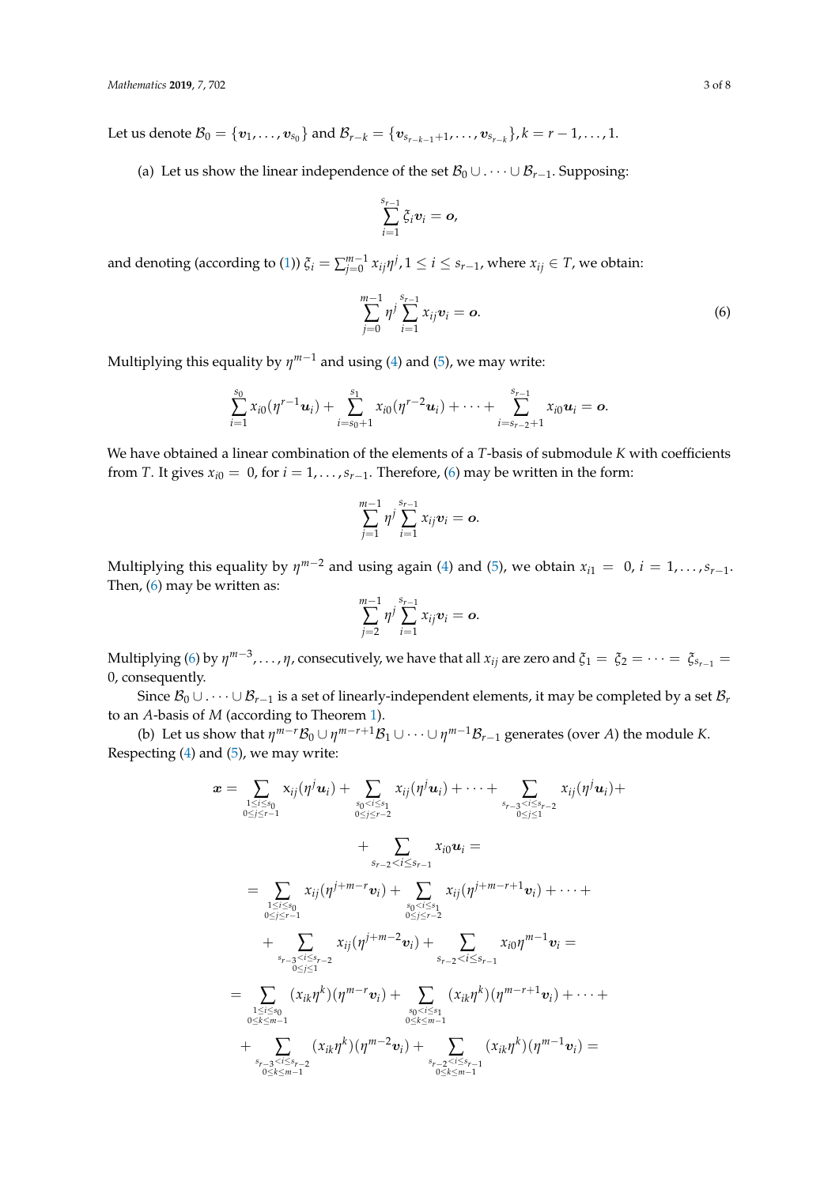Let us denote $\mathcal{B}_0 = \{\boldsymbol{v}_1, \dots, \boldsymbol{v}_{s_0}\}$ and $\mathcal{B}_{r-k} = \{\boldsymbol{v}_{s_{r-k-1}+1}, \dots, \boldsymbol{v}_{s_{r-k}}\}, k = r-1, \dots, 1$.

(a) Let us show the linear independence of the set $\mathcal{B}_0 \cup \dots \cup \mathcal{B}_{r-1}$. Supposing:

$$\sum_{i=1}^{s_{r-1}} \xi_i \boldsymbol{v}_i = \boldsymbol{o},$$

and denoting (according to (1)) $\xi_i = \sum_{j=0}^{m-1} x_{ij}\eta^j, 1 \le i \le s_{r-1}$, where $x_{ij} \in T$, we obtain:

$$\sum_{j=0}^{m-1} \eta^j \sum_{i=1}^{s_{r-1}} x_{ij}\boldsymbol{v}_i = \boldsymbol{o}. \tag{6}$$

Multiplying this equality by $\eta^{m-1}$ and using (4) and (5), we may write:

$$\sum_{i=1}^{s_0} x_{i0}(\eta^{r-1}\boldsymbol{u}_i) + \sum_{i=s_0+1}^{s_1} x_{i0}(\eta^{r-2}\boldsymbol{u}_i) + \dots + \sum_{i=s_{r-2}+1}^{s_{r-1}} x_{i0}\boldsymbol{u}_i = \boldsymbol{o}.$$

We have obtained a linear combination of the elements of a $T$-basis of submodule $K$ with coefficients from $T$. It gives $x_{i0} = 0$, for $i = 1, \dots, s_{r-1}$. Therefore, (6) may be written in the form:

$$\sum_{j=1}^{m-1} \eta^j \sum_{i=1}^{s_{r-1}} x_{ij}\boldsymbol{v}_i = \boldsymbol{o}.$$

Multiplying this equality by $\eta^{m-2}$ and using again (4) and (5), we obtain $x_{i1} = 0, i = 1, \dots, s_{r-1}$. Then, (6) may be written as:

$$\sum_{j=2}^{m-1} \eta^j \sum_{i=1}^{s_{r-1}} x_{ij}\boldsymbol{v}_i = \boldsymbol{o}.$$

Multiplying (6) by $\eta^{m-3}, \dots, \eta$, consecutively, we have that all $x_{ij}$ are zero and $\xi_1 = \xi_2 = \dots = \xi_{s_{r-1}} = 0$, consequently.

Since $\mathcal{B}_0 \cup \dots \cup \mathcal{B}_{r-1}$ is a set of linearly-independent elements, it may be completed by a set $\mathcal{B}_r$ to an $A$-basis of $M$ (according to Theorem 1).

(b) Let us show that $\eta^{m-r}\mathcal{B}_0 \cup \eta^{m-r+1}\mathcal{B}_1 \cup \dots \cup \eta^{m-1}\mathcal{B}_{r-1}$ generates (over $A$) the module $K$. Respecting (4) and (5), we may write:

$$\begin{aligned}
\boldsymbol{x} = &\sum_{\substack{1 \le i \le s_0 \\ 0 \le j \le r-1}} x_{ij}(\eta^j\boldsymbol{u}_i) + \sum_{\substack{s_0 < i \le s_1 \\ 0 \le j \le r-2}} x_{ij}(\eta^j\boldsymbol{u}_i) + \dots + \sum_{\substack{s_{r-3} < i \le s_{r-2} \\ 0 \le j \le 1}} x_{ij}(\eta^j\boldsymbol{u}_i) + \\
&+ \sum_{s_{r-2} < i \le s_{r-1}} x_{i0}\boldsymbol{u}_i = \\
= &\sum_{\substack{1 \le i \le s_0 \\ 0 \le j \le r-1}} x_{ij}(\eta^{j+m-r}\boldsymbol{v}_i) + \sum_{\substack{s_0 < i \le s_1 \\ 0 \le j \le r-2}} x_{ij}(\eta^{j+m-r+1}\boldsymbol{v}_i) + \dots + \\
&+ \sum_{\substack{s_{r-3} < i \le s_{r-2} \\ 0 \le j \le 1}} x_{ij}(\eta^{j+m-2}\boldsymbol{v}_i) + \sum_{s_{r-2} < i \le s_{r-1}} x_{i0}\eta^{m-1}\boldsymbol{v}_i = \\
= &\sum_{\substack{1 \le i \le s_0 \\ 0 \le k \le m-1}} (x_{ik}\eta^k)(\eta^{m-r}\boldsymbol{v}_i) + \sum_{\substack{s_0 < i \le s_1 \\ 0 \le k \le m-1}} (x_{ik}\eta^k)(\eta^{m-r+1}\boldsymbol{v}_i) + \dots + \\
&+ \sum_{\substack{s_{r-3} < i \le s_{r-2} \\ 0 \le k \le m-1}} (x_{ik}\eta^k)(\eta^{m-2}\boldsymbol{v}_i) + \sum_{\substack{s_{r-2} < i \le s_{r-1} \\ 0 \le k \le m-1}} (x_{ik}\eta^k)(\eta^{m-1}\boldsymbol{v}_i) =
\end{aligned}$$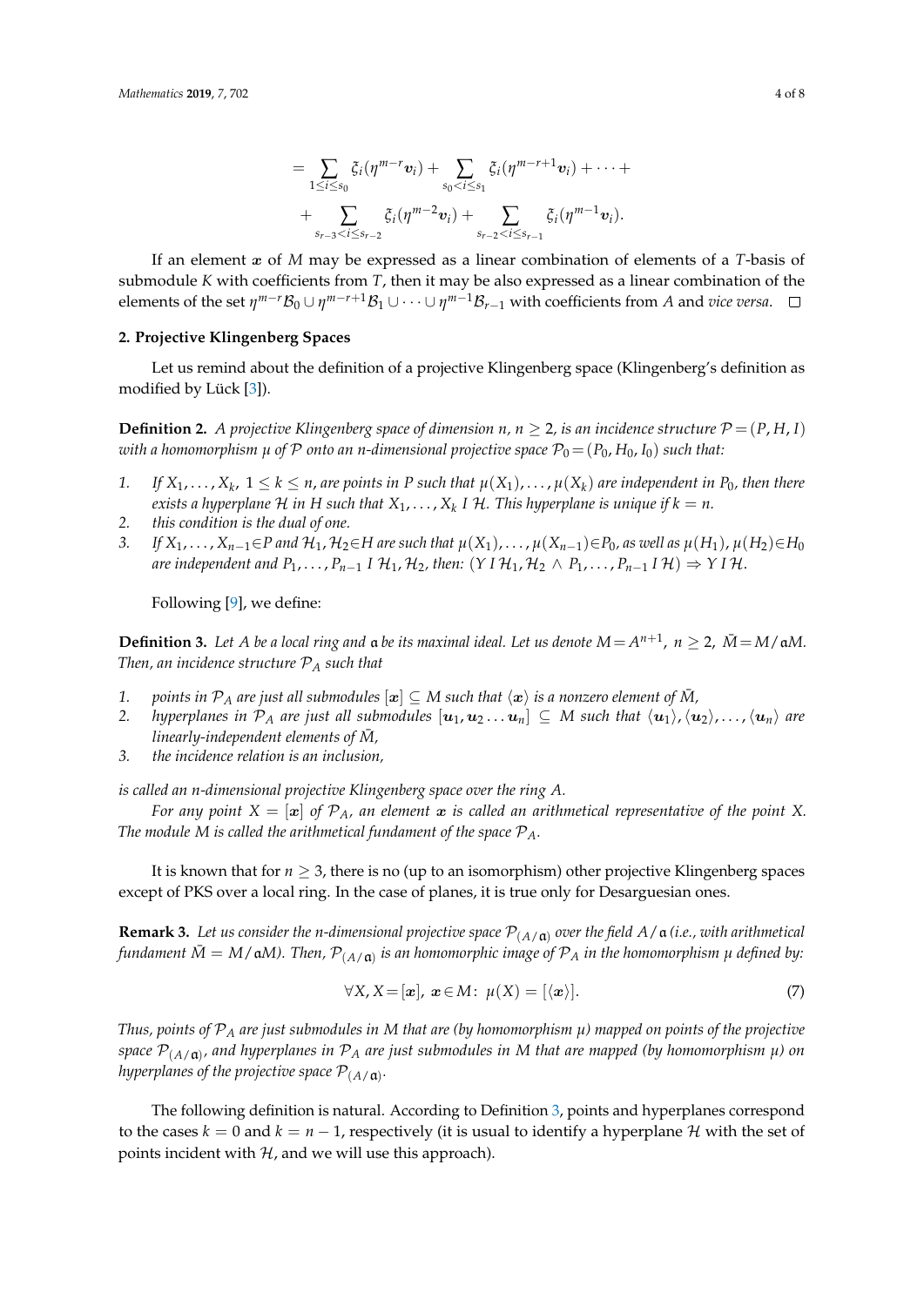$$
\begin{aligned}
&= \sum_{1 \le i \le s_0} \xi_i(\eta^{m-r}\boldsymbol{v}_i) + \sum_{s_0 < i \le s_1} \xi_i(\eta^{m-r+1}\boldsymbol{v}_i) + \cdots + \\
&+ \sum_{s_{r-3} < i \le s_{r-2}} \xi_i(\eta^{m-2}\boldsymbol{v}_i) + \sum_{s_{r-2} < i \le s_{r-1}} \xi_i(\eta^{m-1}\boldsymbol{v}_i).
\end{aligned}
$$

If an element $\boldsymbol{x}$ of $M$ may be expressed as a linear combination of elements of a $T$-basis of submodule $K$ with coefficients from $T$, then it may be also expressed as a linear combination of the elements of the set $\eta^{m-r}\mathcal{B}_0 \cup \eta^{m-r+1}\mathcal{B}_1 \cup \cdots \cup \eta^{m-1}\mathcal{B}_{r-1}$ with coefficients from $A$ and *vice versa*. $\square$

## 2. Projective Klingenberg Spaces

Let us remind about the definition of a projective Klingenberg space (Klingenberg's definition as modified by Lück [3]).

**Definition 2.** *A projective Klingenberg space of dimension $n$, $n \geq 2$, is an incidence structure $\mathcal{P} = (P, H, I)$ with a homomorphism $\mu$ of $\mathcal{P}$ onto an $n$-dimensional projective space $\mathcal{P}_0 = (P_0, H_0, I_0)$ such that:*

1. *If $X_1, \ldots, X_k$, $1 \leq k \leq n$, are points in $P$ such that $\mu(X_1), \ldots, \mu(X_k)$ are independent in $P_0$, then there exists a hyperplane $\mathcal{H}$ in $H$ such that $X_1, \ldots, X_k \; I \; \mathcal{H}$. This hyperplane is unique if $k = n$.*
2. *this condition is the dual of one.*
3. *If $X_1, \ldots, X_{n-1} \in P$ and $\mathcal{H}_1, \mathcal{H}_2 \in H$ are such that $\mu(X_1), \ldots, \mu(X_{n-1}) \in P_0$, as well as $\mu(H_1), \mu(H_2) \in H_0$ are independent and $P_1, \ldots, P_{n-1} \; I \; \mathcal{H}_1, \mathcal{H}_2$, then: $(Y \; I \; \mathcal{H}_1, \mathcal{H}_2 \wedge P_1, \ldots, P_{n-1} \; I \; \mathcal{H}) \Rightarrow Y \; I \; \mathcal{H}$.*

Following [9], we define:

**Definition 3.** *Let $A$ be a local ring and $\mathfrak{a}$ be its maximal ideal. Let us denote $M = A^{n+1}$, $n \geq 2$, $\bar{M} = M/\mathfrak{a}M$. Then, an incidence structure $\mathcal{P}_A$ such that*

1. *points in $\mathcal{P}_A$ are just all submodules $[\boldsymbol{x}] \subseteq M$ such that $\langle \boldsymbol{x} \rangle$ is a nonzero element of $\bar{M}$,*
2. *hyperplanes in $\mathcal{P}_A$ are just all submodules $[\boldsymbol{u}_1, \boldsymbol{u}_2 \ldots \boldsymbol{u}_n] \subseteq M$ such that $\langle \boldsymbol{u}_1 \rangle, \langle \boldsymbol{u}_2 \rangle, \ldots, \langle \boldsymbol{u}_n \rangle$ are linearly-independent elements of $\bar{M}$,*
3. *the incidence relation is an inclusion,*

*is called an $n$-dimensional projective Klingenberg space over the ring $A$.*

*For any point $X = [\boldsymbol{x}]$ of $\mathcal{P}_A$, an element $\boldsymbol{x}$ is called an arithmetical representative of the point $X$. The module $M$ is called the arithmetical fundament of the space $\mathcal{P}_A$.*

It is known that for $n \geq 3$, there is no (up to an isomorphism) other projective Klingenberg spaces except of PKS over a local ring. In the case of planes, it is true only for Desarguesian ones.

**Remark 3.** *Let us consider the $n$-dimensional projective space $\mathcal{P}_{(A/\mathfrak{a})}$ over the field $A/\mathfrak{a}$ (i.e., with arithmetical fundament $\bar{M} = M/\mathfrak{a}M$). Then, $\mathcal{P}_{(A/\mathfrak{a})}$ is an homomorphic image of $\mathcal{P}_A$ in the homomorphism $\mu$ defined by:*

$$
\forall X, X = [\boldsymbol{x}],\ \boldsymbol{x} \in M\colon\ \mu(X) = [\langle \boldsymbol{x} \rangle]. \tag{7}
$$

*Thus, points of $\mathcal{P}_A$ are just submodules in $M$ that are (by homomorphism $\mu$) mapped on points of the projective space $\mathcal{P}_{(A/\mathfrak{a})}$, and hyperplanes in $\mathcal{P}_A$ are just submodules in $M$ that are mapped (by homomorphism $\mu$) on hyperplanes of the projective space $\mathcal{P}_{(A/\mathfrak{a})}$.*

The following definition is natural. According to Definition 3, points and hyperplanes correspond to the cases $k = 0$ and $k = n - 1$, respectively (it is usual to identify a hyperplane $\mathcal{H}$ with the set of points incident with $\mathcal{H}$, and we will use this approach).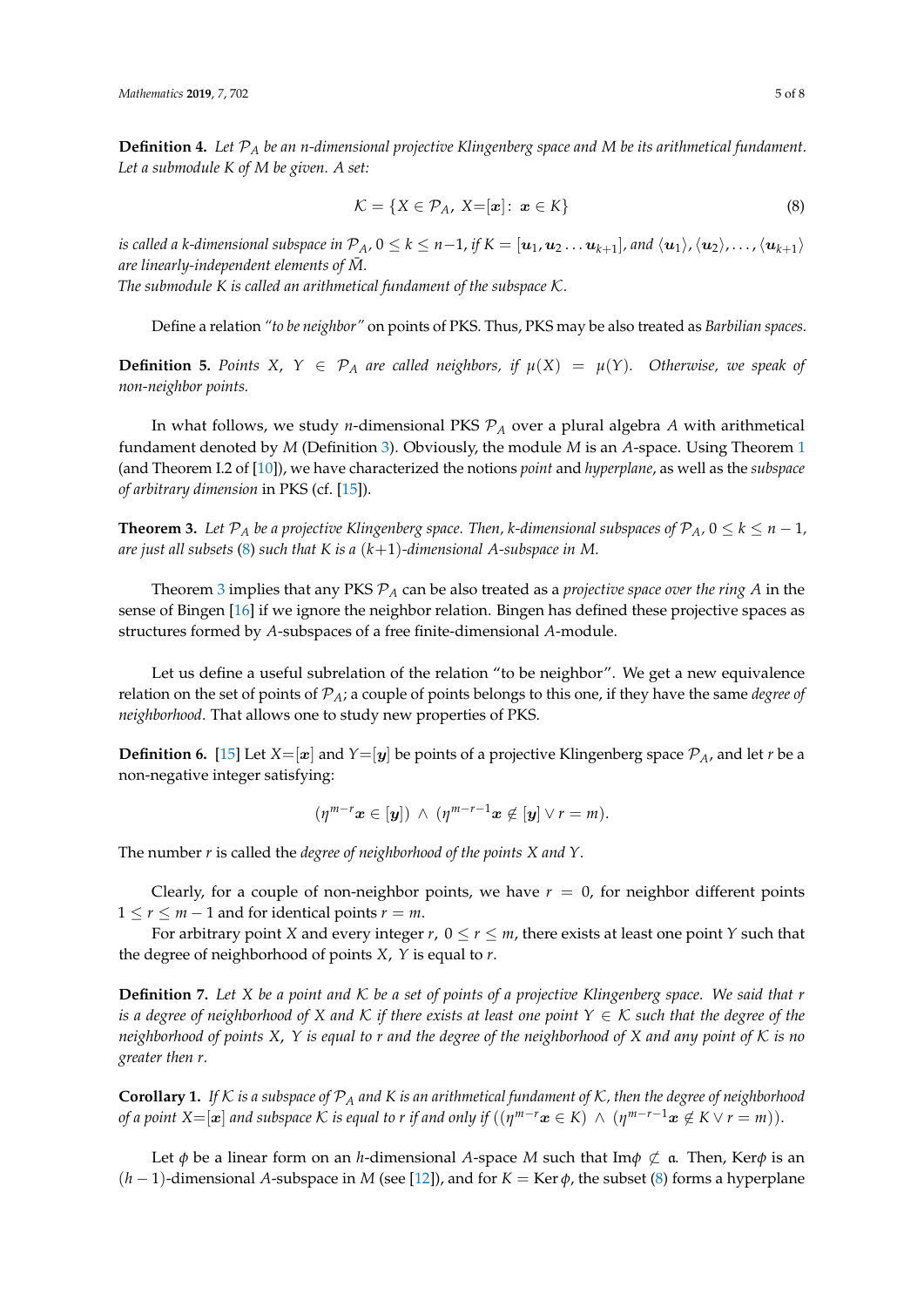**Definition 4.** *Let $\mathcal{P}_A$ be an n-dimensional projective Klingenberg space and M be its arithmetical fundament. Let a submodule K of M be given. A set:*

$$\mathcal{K} = \{X \in \mathcal{P}_A,\ X{=}[\boldsymbol{x}]:\ \boldsymbol{x} \in K\} \tag{8}$$

*is called a k-dimensional subspace in $\mathcal{P}_A$, $0 \leq k \leq n{-}1$, if $K = [\boldsymbol{u}_1, \boldsymbol{u}_2 \ldots \boldsymbol{u}_{k+1}]$, and $\langle \boldsymbol{u}_1 \rangle, \langle \boldsymbol{u}_2 \rangle, \ldots, \langle \boldsymbol{u}_{k+1} \rangle$ are linearly-independent elements of $\bar{M}$.*
*The submodule K is called an arithmetical fundament of the subspace $\mathcal{K}$.*

Define a relation *"to be neighbor"* on points of PKS. Thus, PKS may be also treated as *Barbilian spaces.*

**Definition 5.** *Points $X,\ Y \in \mathcal{P}_A$ are called neighbors, if $\mu(X) = \mu(Y)$. Otherwise, we speak of non-neighbor points.*

In what follows, we study $n$-dimensional PKS $\mathcal{P}_A$ over a plural algebra $A$ with arithmetical fundament denoted by $M$ (Definition 3). Obviously, the module $M$ is an $A$-space. Using Theorem 1 (and Theorem I.2 of [10]), we have characterized the notions *point* and *hyperplane*, as well as the *subspace of arbitrary dimension* in PKS (cf. [15]).

**Theorem 3.** *Let $\mathcal{P}_A$ be a projective Klingenberg space. Then, k-dimensional subspaces of $\mathcal{P}_A$, $0 \leq k \leq n-1$, are just all subsets (8) such that K is a $(k{+}1)$-dimensional A-subspace in M.*

Theorem 3 implies that any PKS $\mathcal{P}_A$ can be also treated as a *projective space over the ring A* in the sense of Bingen [16] if we ignore the neighbor relation. Bingen has defined these projective spaces as structures formed by $A$-subspaces of a free finite-dimensional $A$-module.

Let us define a useful subrelation of the relation "to be neighbor". We get a new equivalence relation on the set of points of $\mathcal{P}_A$; a couple of points belongs to this one, if they have the same *degree of neighborhood*. That allows one to study new properties of PKS.

**Definition 6.** [15] Let $X{=}[\boldsymbol{x}]$ and $Y{=}[\boldsymbol{y}]$ be points of a projective Klingenberg space $\mathcal{P}_A$, and let $r$ be a non-negative integer satisfying:

$$(\eta^{m-r}\boldsymbol{x} \in [\boldsymbol{y}])\ \wedge\ (\eta^{m-r-1}\boldsymbol{x} \notin [\boldsymbol{y}] \vee r = m).$$

The number $r$ is called the *degree of neighborhood of the points X and Y*.

Clearly, for a couple of non-neighbor points, we have $r = 0$, for neighbor different points $1 \leq r \leq m-1$ and for identical points $r = m$.

For arbitrary point $X$ and every integer $r$, $0 \leq r \leq m$, there exists at least one point $Y$ such that the degree of neighborhood of points $X$, $Y$ is equal to $r$.

**Definition 7.** *Let X be a point and $\mathcal{K}$ be a set of points of a projective Klingenberg space. We said that r is a degree of neighborhood of X and $\mathcal{K}$ if there exists at least one point $Y \in \mathcal{K}$ such that the degree of the neighborhood of points X, Y is equal to r and the degree of the neighborhood of X and any point of $\mathcal{K}$ is no greater then r.*

**Corollary 1.** *If $\mathcal{K}$ is a subspace of $\mathcal{P}_A$ and K is an arithmetical fundament of $\mathcal{K}$, then the degree of neighborhood of a point $X{=}[\boldsymbol{x}]$ and subspace $\mathcal{K}$ is equal to r if and only if $((\eta^{m-r}\boldsymbol{x} \in K)\ \wedge\ (\eta^{m-r-1}\boldsymbol{x} \notin K \vee r = m))$.*

Let $\phi$ be a linear form on an $h$-dimensional $A$-space $M$ such that $\mathrm{Im}\phi \not\subset \mathfrak{a}$. Then, $\mathrm{Ker}\phi$ is an $(h-1)$-dimensional $A$-subspace in $M$ (see [12]), and for $K = \mathrm{Ker}\,\phi$, the subset (8) forms a hyperplane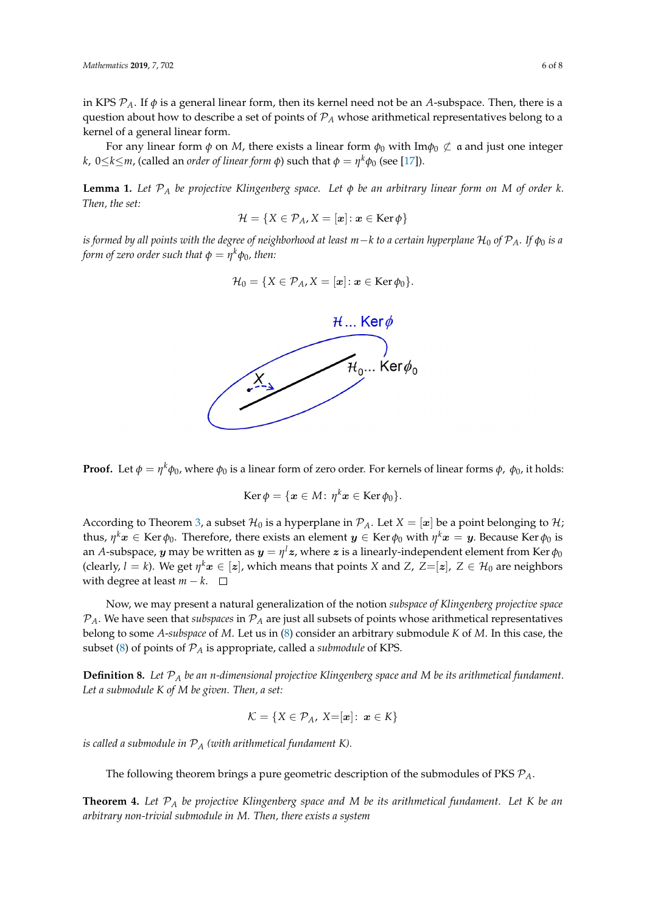in KPS $\mathcal{P}_A$. If $\phi$ is a general linear form, then its kernel need not be an $A$-subspace. Then, there is a question about how to describe a set of points of $\mathcal{P}_A$ whose arithmetical representatives belong to a kernel of a general linear form.

For any linear form $\phi$ on $M$, there exists a linear form $\phi_0$ with $\mathrm{Im}\phi_0 \not\subset \mathfrak{a}$ and just one integer $k$, $0 \leq k \leq m$, (called an *order of linear form* $\phi$) such that $\phi = \eta^k \phi_0$ (see [17]).

**Lemma 1.** *Let $\mathcal{P}_A$ be projective Klingenberg space. Let $\phi$ be an arbitrary linear form on $M$ of order $k$. Then, the set:*

$$\mathcal{H} = \{X \in \mathcal{P}_A, X = [\boldsymbol{x}] : \boldsymbol{x} \in \mathrm{Ker}\, \phi\}$$

*is formed by all points with the degree of neighborhood at least $m-k$ to a certain hyperplane $\mathcal{H}_0$ of $\mathcal{P}_A$. If $\phi_0$ is a form of zero order such that $\phi = \eta^k \phi_0$, then:*

$$\mathcal{H}_0 = \{X \in \mathcal{P}_A, X = [\boldsymbol{x}] : \boldsymbol{x} \in \mathrm{Ker}\, \phi_0\}.$$

**Proof.** Let $\phi = \eta^k \phi_0$, where $\phi_0$ is a linear form of zero order. For kernels of linear forms $\phi$, $\phi_0$, it holds:

$$\mathrm{Ker}\, \phi = \{\boldsymbol{x} \in M : \eta^k \boldsymbol{x} \in \mathrm{Ker}\, \phi_0\}.$$

According to Theorem 3, a subset $\mathcal{H}_0$ is a hyperplane in $\mathcal{P}_A$. Let $X = [\boldsymbol{x}]$ be a point belonging to $\mathcal{H}$; thus, $\eta^k \boldsymbol{x} \in \mathrm{Ker}\, \phi_0$. Therefore, there exists an element $\boldsymbol{y} \in \mathrm{Ker}\, \phi_0$ with $\eta^k \boldsymbol{x} = \boldsymbol{y}$. Because $\mathrm{Ker}\, \phi_0$ is an $A$-subspace, $\boldsymbol{y}$ may be written as $\boldsymbol{y} = \eta^l \boldsymbol{z}$, where $\boldsymbol{z}$ is a linearly-independent element from $\mathrm{Ker}\, \phi_0$ (clearly, $l = k$). We get $\eta^k \boldsymbol{x} \in [\boldsymbol{z}]$, which means that points $X$ and $Z$, $Z = [\boldsymbol{z}]$, $Z \in \mathcal{H}_0$ are neighbors with degree at least $m - k$. □

Now, we may present a natural generalization of the notion *subspace of Klingenberg projective space* $\mathcal{P}_A$. We have seen that *subspaces* in $\mathcal{P}_A$ are just all subsets of points whose arithmetical representatives belong to some $A$-*subspace* of $M$. Let us in (8) consider an arbitrary submodule $K$ of $M$. In this case, the subset (8) of points of $\mathcal{P}_A$ is appropriate, called a *submodule* of KPS.

**Definition 8.** *Let $\mathcal{P}_A$ be an $n$-dimensional projective Klingenberg space and $M$ be its arithmetical fundament. Let a submodule $K$ of $M$ be given. Then, a set:*

$$\mathcal{K} = \{X \in \mathcal{P}_A,\ X = [\boldsymbol{x}] : \ \boldsymbol{x} \in K\}$$

*is called a submodule in $\mathcal{P}_A$ (with arithmetical fundament $K$).*

The following theorem brings a pure geometric description of the submodules of PKS $\mathcal{P}_A$.

**Theorem 4.** *Let $\mathcal{P}_A$ be projective Klingenberg space and $M$ be its arithmetical fundament. Let $K$ be an arbitrary non-trivial submodule in $M$. Then, there exists a system*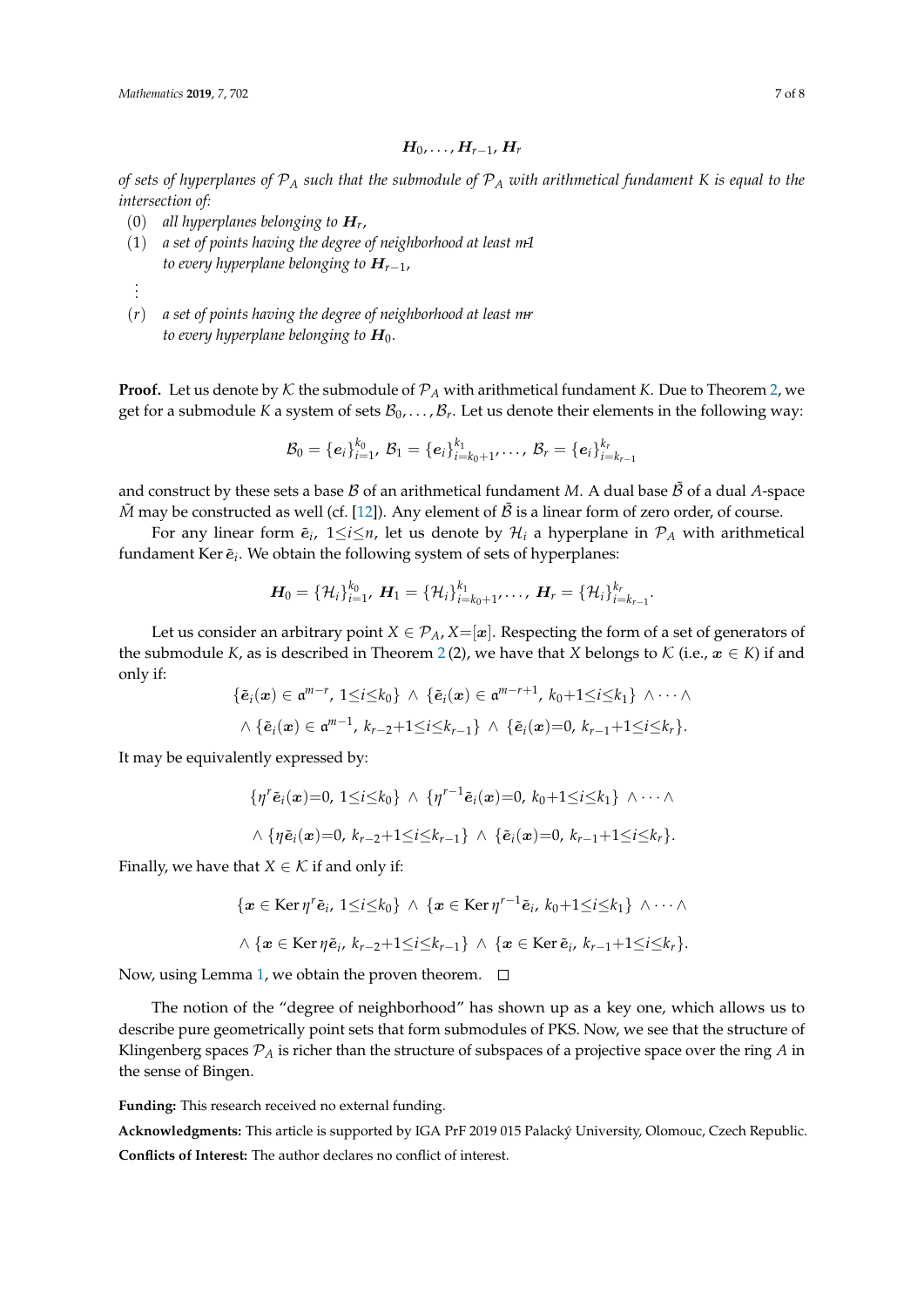$$\boldsymbol{H}_0, \ldots, \boldsymbol{H}_{r-1}, \boldsymbol{H}_r$$

*of sets of hyperplanes of $\mathcal{P}_A$ such that the submodule of $\mathcal{P}_A$ with arithmetical fundament $K$ is equal to the intersection of:*

(0) *all hyperplanes belonging to $\boldsymbol{H}_r$,*

(1) *a set of points having the degree of neighborhood at least $m$-1 to every hyperplane belonging to $\boldsymbol{H}_{r-1}$,*

$\vdots$

($r$) *a set of points having the degree of neighborhood at least $m$-$r$ to every hyperplane belonging to $\boldsymbol{H}_0$.*

**Proof.** Let us denote by $\mathcal{K}$ the submodule of $\mathcal{P}_A$ with arithmetical fundament $K$. Due to Theorem 2, we get for a submodule $K$ a system of sets $\mathcal{B}_0, \ldots, \mathcal{B}_r$. Let us denote their elements in the following way:

$$\mathcal{B}_0 = \{\boldsymbol{e}_i\}_{i=1}^{k_0},\ \mathcal{B}_1 = \{\boldsymbol{e}_i\}_{i=k_0+1}^{k_1}, \ldots,\ \mathcal{B}_r = \{\boldsymbol{e}_i\}_{i=k_{r-1}}^{k_r}$$

and construct by these sets a base $\mathcal{B}$ of an arithmetical fundament $M$. A dual base $\tilde{\mathcal{B}}$ of a dual $A$-space $\tilde{M}$ may be constructed as well (cf. [12]). Any element of $\tilde{\mathcal{B}}$ is a linear form of zero order, of course.

For any linear form $\tilde{\boldsymbol{e}}_i$, $1 \le i \le n$, let us denote by $\mathcal{H}_i$ a hyperplane in $\mathcal{P}_A$ with arithmetical fundament $\operatorname{Ker} \tilde{\boldsymbol{e}}_i$. We obtain the following system of sets of hyperplanes:

$$\boldsymbol{H}_0 = \{\mathcal{H}_i\}_{i=1}^{k_0},\ \boldsymbol{H}_1 = \{\mathcal{H}_i\}_{i=k_0+1}^{k_1}, \ldots,\ \boldsymbol{H}_r = \{\mathcal{H}_i\}_{i=k_{r-1}}^{k_r}.$$

Let us consider an arbitrary point $X \in \mathcal{P}_A$, $X = [\boldsymbol{x}]$. Respecting the form of a set of generators of the submodule $K$, as is described in Theorem 2 (2), we have that $X$ belongs to $\mathcal{K}$ (i.e., $\boldsymbol{x} \in K$) if and only if:

$$\{\tilde{\boldsymbol{e}}_i(\boldsymbol{x}) \in \mathfrak{a}^{m-r},\ 1 \le i \le k_0\} \ \wedge\ \{\tilde{\boldsymbol{e}}_i(\boldsymbol{x}) \in \mathfrak{a}^{m-r+1},\ k_0+1 \le i \le k_1\} \ \wedge \cdots \wedge$$
$$\wedge\ \{\tilde{\boldsymbol{e}}_i(\boldsymbol{x}) \in \mathfrak{a}^{m-1},\ k_{r-2}+1 \le i \le k_{r-1}\} \ \wedge\ \{\tilde{\boldsymbol{e}}_i(\boldsymbol{x}) = 0,\ k_{r-1}+1 \le i \le k_r\}.$$

It may be equivalently expressed by:

$$\{\eta^r \tilde{\boldsymbol{e}}_i(\boldsymbol{x}) = 0,\ 1 \le i \le k_0\} \ \wedge\ \{\eta^{r-1} \tilde{\boldsymbol{e}}_i(\boldsymbol{x}) = 0,\ k_0+1 \le i \le k_1\} \ \wedge \cdots \wedge$$
$$\wedge\ \{\eta \tilde{\boldsymbol{e}}_i(\boldsymbol{x}) = 0,\ k_{r-2}+1 \le i \le k_{r-1}\} \ \wedge\ \{\tilde{\boldsymbol{e}}_i(\boldsymbol{x}) = 0,\ k_{r-1}+1 \le i \le k_r\}.$$

Finally, we have that $X \in \mathcal{K}$ if and only if:

$$\{\boldsymbol{x} \in \operatorname{Ker} \eta^r \tilde{\boldsymbol{e}}_i,\ 1 \le i \le k_0\} \ \wedge\ \{\boldsymbol{x} \in \operatorname{Ker} \eta^{r-1} \tilde{\boldsymbol{e}}_i,\ k_0+1 \le i \le k_1\} \ \wedge \cdots \wedge$$
$$\wedge\ \{\boldsymbol{x} \in \operatorname{Ker} \eta \tilde{\boldsymbol{e}}_i,\ k_{r-2}+1 \le i \le k_{r-1}\} \ \wedge\ \{\boldsymbol{x} \in \operatorname{Ker} \tilde{\boldsymbol{e}}_i,\ k_{r-1}+1 \le i \le k_r\}.$$

Now, using Lemma 1, we obtain the proven theorem. □

The notion of the "degree of neighborhood" has shown up as a key one, which allows us to describe pure geometrically point sets that form submodules of PKS. Now, we see that the structure of Klingenberg spaces $\mathcal{P}_A$ is richer than the structure of subspaces of a projective space over the ring $A$ in the sense of Bingen.

**Funding:** This research received no external funding.

**Acknowledgments:** This article is supported by IGA PrF 2019 015 Palacký University, Olomouc, Czech Republic.

**Conflicts of Interest:** The author declares no conflict of interest.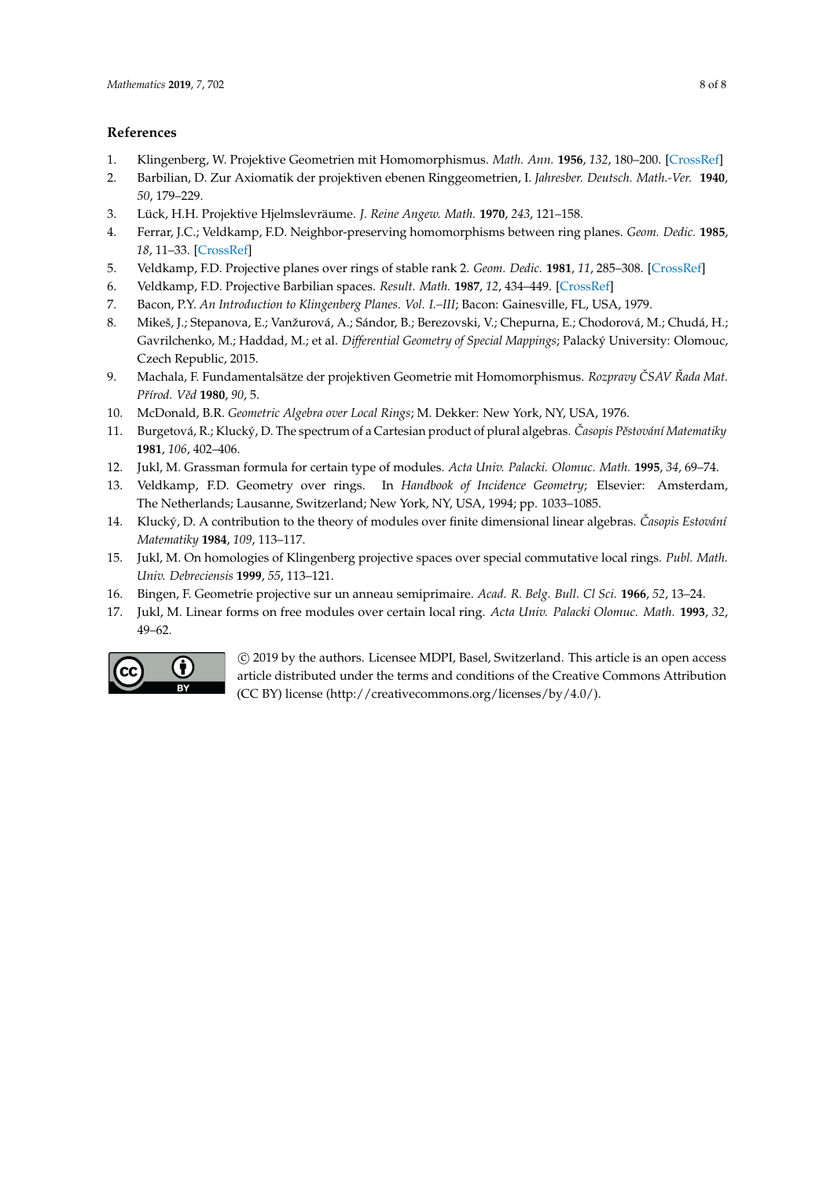## References

1. Klingenberg, W. Projektive Geometrien mit Homomorphismus. *Math. Ann.* **1956**, *132*, 180–200. [CrossRef]
2. Barbilian, D. Zur Axiomatik der projektiven ebenen Ringgeometrien, I. *Jahresber. Deutsch. Math.-Ver.* **1940**, *50*, 179–229.
3. Lück, H.H. Projektive Hjelmslevräume. *J. Reine Angew. Math.* **1970**, *243*, 121–158.
4. Ferrar, J.C.; Veldkamp, F.D. Neighbor-preserving homomorphisms between ring planes. *Geom. Dedic.* **1985**, *18*, 11–33. [CrossRef]
5. Veldkamp, F.D. Projective planes over rings of stable rank 2. *Geom. Dedic.* **1981**, *11*, 285–308. [CrossRef]
6. Veldkamp, F.D. Projective Barbilian spaces. *Result. Math.* **1987**, *12*, 434–449. [CrossRef]
7. Bacon, P.Y. *An Introduction to Klingenberg Planes. Vol. I.–III*; Bacon: Gainesville, FL, USA, 1979.
8. Mikeš, J.; Stepanova, E.; Vanžurová, A.; Sándor, B.; Berezovski, V.; Chepurna, E.; Chodorová, M.; Chudá, H.; Gavrilchenko, M.; Haddad, M.; et al. *Differential Geometry of Special Mappings*; Palacký University: Olomouc, Czech Republic, 2015.
9. Machala, F. Fundamentalsätze der projektiven Geometrie mit Homomorphismus. *Rozpravy ČSAV Řada Mat. Přírod. Věd* **1980**, *90*, 5.
10. McDonald, B.R. *Geometric Algebra over Local Rings*; M. Dekker: New York, NY, USA, 1976.
11. Burgetová, R.; Klucký, D. The spectrum of a Cartesian product of plural algebras. *Časopis Pěstování Matematiky* **1981**, *106*, 402–406.
12. Jukl, M. Grassman formula for certain type of modules. *Acta Univ. Palacki. Olomuc. Math.* **1995**, *34*, 69–74.
13. Veldkamp, F.D. Geometry over rings. In *Handbook of Incidence Geometry*; Elsevier: Amsterdam, The Netherlands; Lausanne, Switzerland; New York, NY, USA, 1994; pp. 1033–1085.
14. Klucký, D. A contribution to the theory of modules over finite dimensional linear algebras. *Časopis Estování Matematiky* **1984**, *109*, 113–117.
15. Jukl, M. On homologies of Klingenberg projective spaces over special commutative local rings. *Publ. Math. Univ. Debreciensis* **1999**, *55*, 113–121.
16. Bingen, F. Geometrie projective sur un anneau semiprimaire. *Acad. R. Belg. Bull. Cl Sci.* **1966**, *52*, 13–24.
17. Jukl, M. Linear forms on free modules over certain local ring. *Acta Univ. Palacki Olomuc. Math.* **1993**, *32*, 49–62.

© 2019 by the authors. Licensee MDPI, Basel, Switzerland. This article is an open access article distributed under the terms and conditions of the Creative Commons Attribution (CC BY) license (http://creativecommons.org/licenses/by/4.0/).